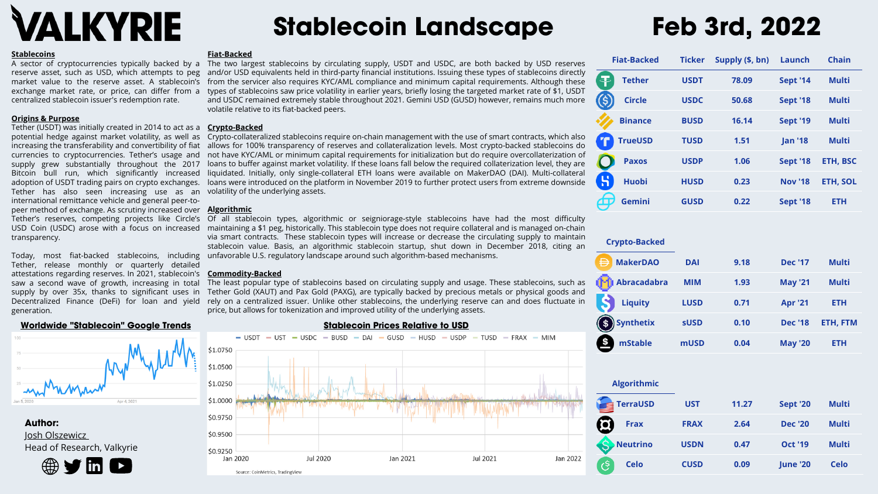# VALKYRIE

# Stablecoin Landscape

# Feb 3rd, 2022

**Stablecoins**
A sector of cryptocurrencies typically backed by a reserve asset, such as USD, which attempts to peg market value to the reserve asset. A stablecoin's exchange market rate, or price, can differ from a centralized stablecoin issuer's redemption rate.

**Origins & Purpose**
Tether (USDT) was initially created in 2014 to act as a potential hedge against market volatility, as well as increasing the transferability and convertibility of fiat currencies to cryptocurrencies. Tether's usage and supply grew substantially throughout the 2017 Bitcoin bull run, which significantly increased adoption of USDT trading pairs on crypto exchanges. Tether has also seen increasing use as an international remittance vehicle and general peer-to-peer method of exchange. As scrutiny increased over Tether's reserves, competing projects like Circle's USD Coin (USDC) arose with a focus on increased transparency.

Today, most fiat-backed stablecoins, including Tether, release monthly or quarterly detailed attestations regarding reserves. In 2021, stablecoin's saw a second wave of growth, increasing in total supply by over 35x, thanks to significant uses in Decentralized Finance (DeFi) for loan and yield generation.

**Fiat-Backed**
The two largest stablecoins by circulating supply, USDT and USDC, are both backed by USD reserves and/or USD equivalents held in third-party financial institutions. Issuing these types of stablecoins directly from the servicer also requires KYC/AML compliance and minimum capital requirements. Although these types of stablecoins saw price volatility in earlier years, briefly losing the targeted market rate of $1, USDT and USDC remained extremely stable throughout 2021. Gemini USD (GUSD) however, remains much more volatile relative to its fiat-backed peers.

**Crypto-Backed**
Crypto-collateralized stablecoins require on-chain management with the use of smart contracts, which also allows for 100% transparency of reserves and collateralization levels. Most crypto-backed stablecoins do not have KYC/AML or minimum capital requirements for initialization but do require overcollateralization of loans to buffer against market volatility. If these loans fall below the required collateralization level, they are liquidated. Initially, only single-collateral ETH loans were available on MakerDAO (DAI). Multi-collateral loans were introduced on the platform in November 2019 to further protect users from extreme downside volatility of the underlying assets.

**Algorithmic**
Of all stablecoin types, algorithmic or seigniorage-style stablecoins have had the most difficulty maintaining a $1 peg, historically. This stablecoin type does not require collateral and is managed on-chain via smart contracts. These stablecoin types will increase or decrease the circulating supply to maintain stablecoin value. Basis, an algorithmic stablecoin startup, shut down in December 2018, citing an unfavorable U.S. regulatory landscape around such algorithm-based mechanisms.

**Commodity-Backed**
The least popular type of stablecoins based on circulating supply and usage. These stablecoins, such as Tether Gold (XAUT) and Pax Gold (PAXG), are typically backed by precious metals or physical goods and rely on a centralized issuer. Unlike other stablecoins, the underlying reserve can and does fluctuate in price, but allows for tokenization and improved utility of the underlying assets.

**Worldwide "Stablecoin" Google Trends**

**Stablecoin Prices Relative to USD**

Source: CoinMetrics, TradingView

| Fiat-Backed | Ticker | Supply ($, bn) | Launch | Chain |
|---|---|---|---|---|
| Tether | USDT | 78.09 | Sept '14 | Multi |
| Circle | USDC | 50.68 | Sept '18 | Multi |
| Binance | BUSD | 16.14 | Sept '19 | Multi |
| TrueUSD | TUSD | 1.51 | Jan '18 | Multi |
| Paxos | USDP | 1.06 | Sept '18 | ETH, BSC |
| Huobi | HUSD | 0.23 | Nov '18 | ETH, SOL |
| Gemini | GUSD | 0.22 | Sept '18 | ETH |
| **Crypto-Backed** | | | | |
| MakerDAO | DAI | 9.18 | Dec '17 | Multi |
| Abracadabra | MIM | 1.93 | May '21 | Multi |
| Liquity | LUSD | 0.71 | Apr '21 | ETH |
| Synthetix | sUSD | 0.10 | Dec '18 | ETH, FTM |
| mStable | mUSD | 0.04 | May '20 | ETH |
| **Algorithmic** | | | | |
| TerraUSD | UST | 11.27 | Sept '20 | Multi |
| Frax | FRAX | 2.64 | Dec '20 | Multi |
| Neutrino | USDN | 0.47 | Oct '19 | Multi |
| Celo | CUSD | 0.09 | June '20 | Celo |

**Author:**
Josh Olszewicz
Head of Research, Valkyrie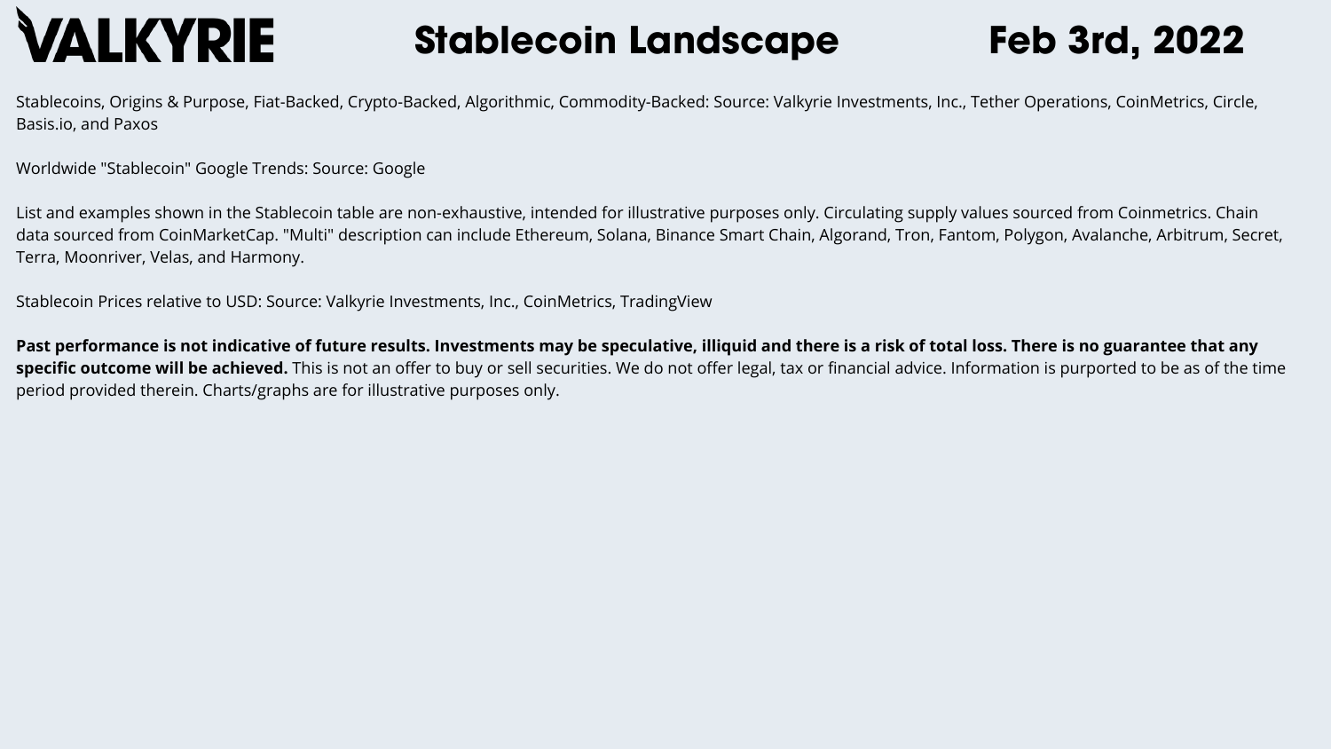# VALKYRIE Stablecoin Landscape Feb 3rd, 2022

Stablecoins, Origins & Purpose, Fiat-Backed, Crypto-Backed, Algorithmic, Commodity-Backed: Source: Valkyrie Investments, Inc., Tether Operations, CoinMetrics, Circle, Basis.io, and Paxos

Worldwide "Stablecoin" Google Trends: Source: Google

List and examples shown in the Stablecoin table are non-exhaustive, intended for illustrative purposes only. Circulating supply values sourced from Coinmetrics. Chain data sourced from CoinMarketCap. "Multi" description can include Ethereum, Solana, Binance Smart Chain, Algorand, Tron, Fantom, Polygon, Avalanche, Arbitrum, Secret, Terra, Moonriver, Velas, and Harmony.

Stablecoin Prices relative to USD: Source: Valkyrie Investments, Inc., CoinMetrics, TradingView

**Past performance is not indicative of future results. Investments may be speculative, illiquid and there is a risk of total loss. There is no guarantee that any specific outcome will be achieved.** This is not an offer to buy or sell securities. We do not offer legal, tax or financial advice. Information is purported to be as of the time period provided therein. Charts/graphs are for illustrative purposes only.